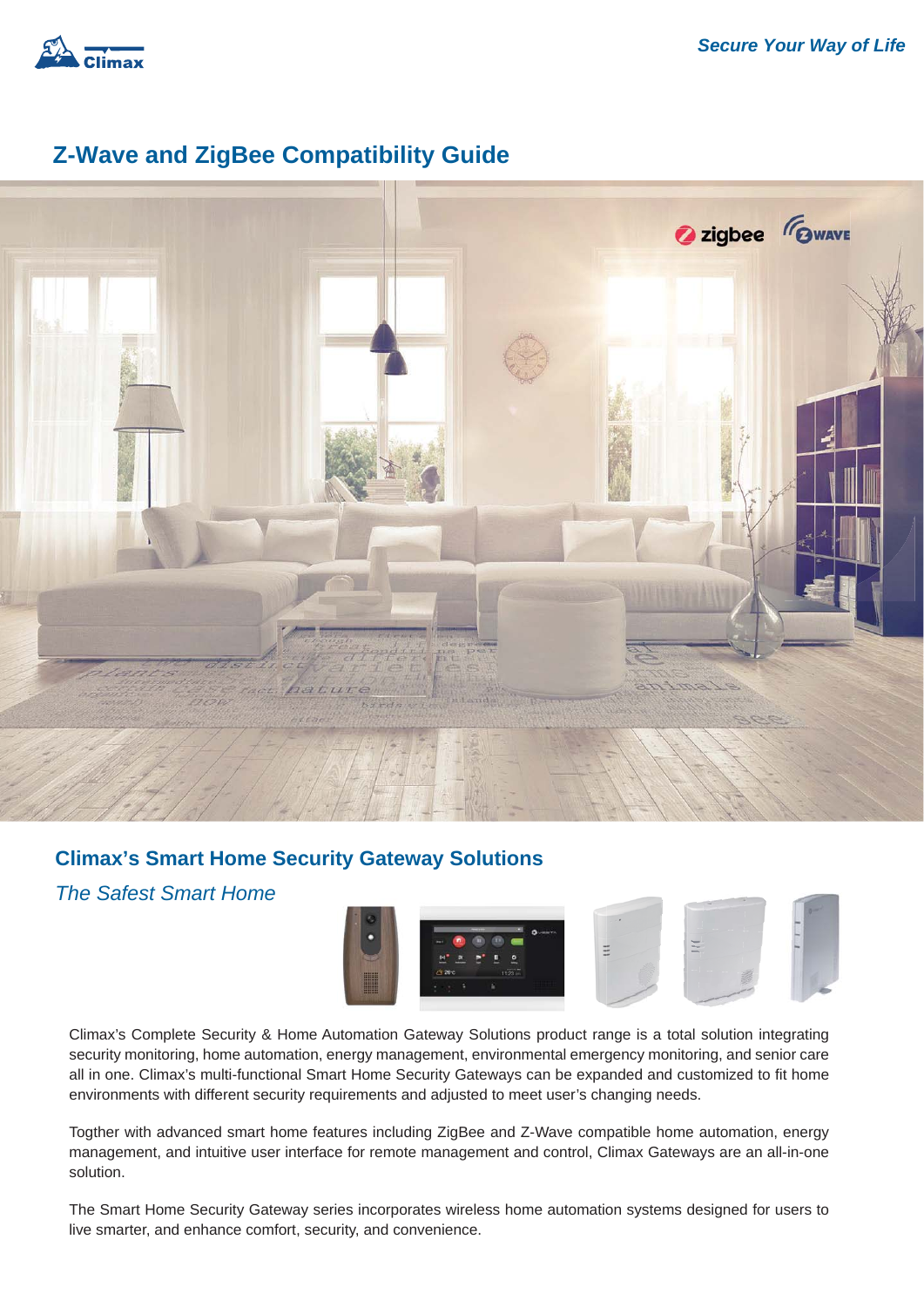# Z-Wave and ZigBee Compatibility Guide

## Climax's Smart Home Security Gateway Solutions

*The Safest Smart Home*

Climax's Complete Security & Home Automation Gateway Solutions product range is a total solution integrating security monitoring, home automation, energy management, environmental emergency monitoring, and senior care all in one. Climax's multi-functional Smart Home Security Gateways can be expanded and customized to fit home environments with different security requirements and adjusted to meet user's changing needs.

Togther with advanced smart home features including ZigBee and Z-Wave compatible home automation, energy management, and intuitive user interface for remote management and control, Climax Gateways are an all-in-one solution.

The Smart Home Security Gateway series incorporates wireless home automation systems designed for users to live smarter, and enhance comfort, security, and convenience.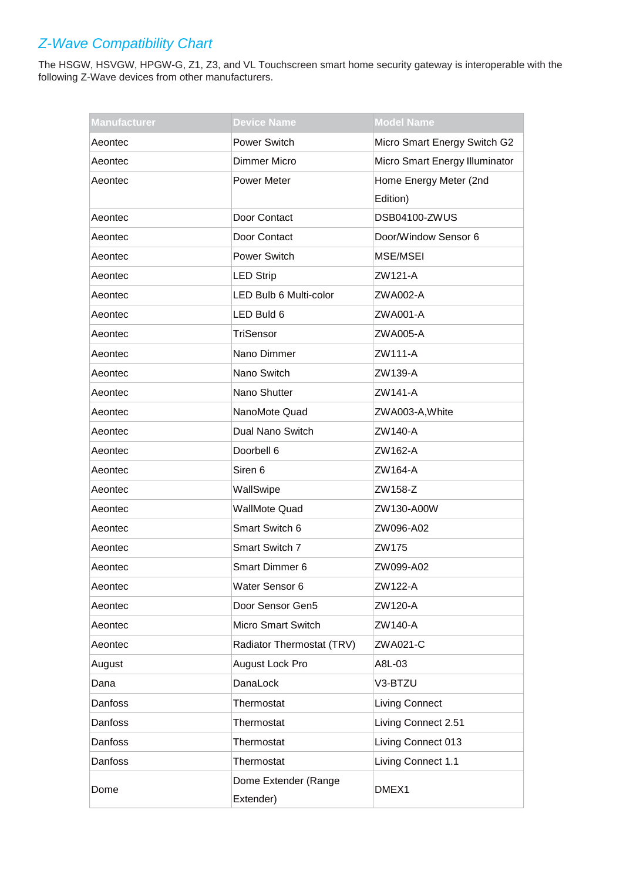## *Z-Wave Compatibility Chart*

The HSGW, HSVGW, HPGW-G, Z1, Z3, and VL Touchscreen smart home security gateway is interoperable with the following Z-Wave devices from other manufacturers.

| Manufacturer | Device Name | Model Name |
|---|---|---|
| Aeontec | Power Switch | Micro Smart Energy Switch G2 |
| Aeontec | Dimmer Micro | Micro Smart Energy Illuminator |
| Aeontec | Power Meter | Home Energy Meter (2nd Edition) |
| Aeontec | Door Contact | DSB04100-ZWUS |
| Aeontec | Door Contact | Door/Window Sensor 6 |
| Aeontec | Power Switch | MSE/MSEI |
| Aeontec | LED Strip | ZW121-A |
| Aeontec | LED Bulb 6 Multi-color | ZWA002-A |
| Aeontec | LED Buld 6 | ZWA001-A |
| Aeontec | TriSensor | ZWA005-A |
| Aeontec | Nano Dimmer | ZW111-A |
| Aeontec | Nano Switch | ZW139-A |
| Aeontec | Nano Shutter | ZW141-A |
| Aeontec | NanoMote Quad | ZWA003-A,White |
| Aeontec | Dual Nano Switch | ZW140-A |
| Aeontec | Doorbell 6 | ZW162-A |
| Aeontec | Siren 6 | ZW164-A |
| Aeontec | WallSwipe | ZW158-Z |
| Aeontec | WallMote Quad | ZW130-A00W |
| Aeontec | Smart Switch 6 | ZW096-A02 |
| Aeontec | Smart Switch 7 | ZW175 |
| Aeontec | Smart Dimmer 6 | ZW099-A02 |
| Aeontec | Water Sensor 6 | ZW122-A |
| Aeontec | Door Sensor Gen5 | ZW120-A |
| Aeontec | Micro Smart Switch | ZW140-A |
| Aeontec | Radiator Thermostat (TRV) | ZWA021-C |
| August | August Lock Pro | A8L-03 |
| Dana | DanaLock | V3-BTZU |
| Danfoss | Thermostat | Living Connect |
| Danfoss | Thermostat | Living Connect 2.51 |
| Danfoss | Thermostat | Living Connect 013 |
| Danfoss | Thermostat | Living Connect 1.1 |
| Dome | Dome Extender (Range Extender) | DMEX1 |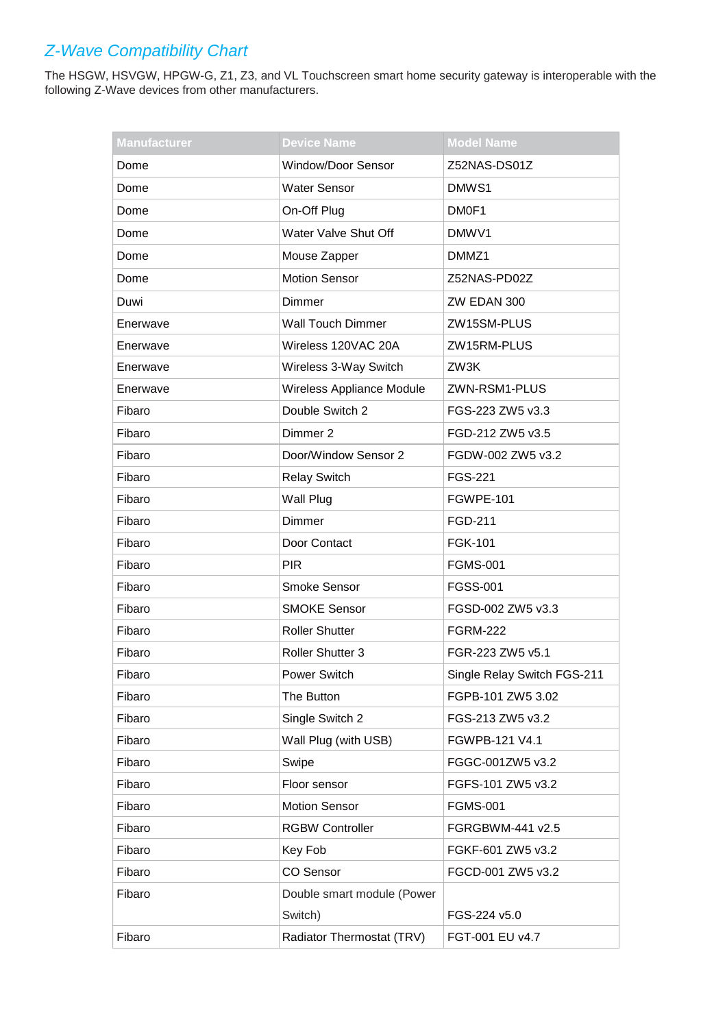## *Z-Wave Compatibility Chart*

The HSGW, HSVGW, HPGW-G, Z1, Z3, and VL Touchscreen smart home security gateway is interoperable with the following Z-Wave devices from other manufacturers.

| Manufacturer | Device Name | Model Name |
|---|---|---|
| Dome | Window/Door Sensor | Z52NAS-DS01Z |
| Dome | Water Sensor | DMWS1 |
| Dome | On-Off Plug | DM0F1 |
| Dome | Water Valve Shut Off | DMWV1 |
| Dome | Mouse Zapper | DMMZ1 |
| Dome | Motion Sensor | Z52NAS-PD02Z |
| Duwi | Dimmer | ZW EDAN 300 |
| Enerwave | Wall Touch Dimmer | ZW15SM-PLUS |
| Enerwave | Wireless 120VAC 20A | ZW15RM-PLUS |
| Enerwave | Wireless 3-Way Switch | ZW3K |
| Enerwave | Wireless Appliance Module | ZWN-RSM1-PLUS |
| Fibaro | Double Switch 2 | FGS-223 ZW5 v3.3 |
| Fibaro | Dimmer 2 | FGD-212 ZW5 v3.5 |
| Fibaro | Door/Window Sensor 2 | FGDW-002 ZW5 v3.2 |
| Fibaro | Relay Switch | FGS-221 |
| Fibaro | Wall Plug | FGWPE-101 |
| Fibaro | Dimmer | FGD-211 |
| Fibaro | Door Contact | FGK-101 |
| Fibaro | PIR | FGMS-001 |
| Fibaro | Smoke Sensor | FGSS-001 |
| Fibaro | SMOKE Sensor | FGSD-002 ZW5 v3.3 |
| Fibaro | Roller Shutter | FGRM-222 |
| Fibaro | Roller Shutter 3 | FGR-223 ZW5 v5.1 |
| Fibaro | Power Switch | Single Relay Switch FGS-211 |
| Fibaro | The Button | FGPB-101 ZW5 3.02 |
| Fibaro | Single Switch 2 | FGS-213 ZW5 v3.2 |
| Fibaro | Wall Plug (with USB) | FGWPB-121 V4.1 |
| Fibaro | Swipe | FGGC-001ZW5 v3.2 |
| Fibaro | Floor sensor | FGFS-101 ZW5 v3.2 |
| Fibaro | Motion Sensor | FGMS-001 |
| Fibaro | RGBW Controller | FGRGBWM-441 v2.5 |
| Fibaro | Key Fob | FGKF-601 ZW5 v3.2 |
| Fibaro | CO Sensor | FGCD-001 ZW5 v3.2 |
| Fibaro | Double smart module (Power Switch) | FGS-224 v5.0 |
| Fibaro | Radiator Thermostat (TRV) | FGT-001 EU v4.7 |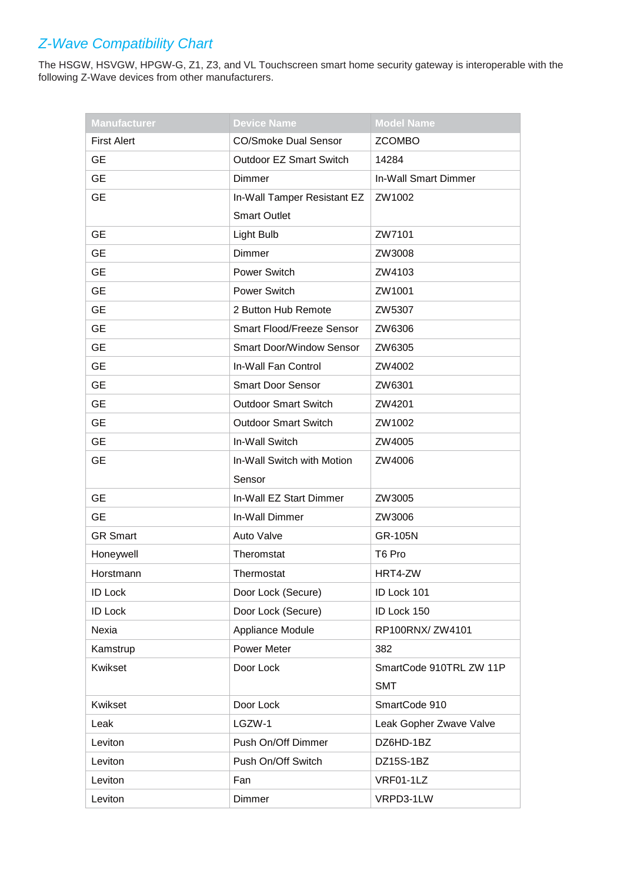## *Z-Wave Compatibility Chart*

The HSGW, HSVGW, HPGW-G, Z1, Z3, and VL Touchscreen smart home security gateway is interoperable with the following Z-Wave devices from other manufacturers.

| Manufacturer | Device Name | Model Name |
|---|---|---|
| First Alert | CO/Smoke Dual Sensor | ZCOMBO |
| GE | Outdoor EZ Smart Switch | 14284 |
| GE | Dimmer | In-Wall Smart Dimmer |
| GE | In-Wall Tamper Resistant EZ Smart Outlet | ZW1002 |
| GE | Light Bulb | ZW7101 |
| GE | Dimmer | ZW3008 |
| GE | Power Switch | ZW4103 |
| GE | Power Switch | ZW1001 |
| GE | 2 Button Hub Remote | ZW5307 |
| GE | Smart Flood/Freeze Sensor | ZW6306 |
| GE | Smart Door/Window Sensor | ZW6305 |
| GE | In-Wall Fan Control | ZW4002 |
| GE | Smart Door Sensor | ZW6301 |
| GE | Outdoor Smart Switch | ZW4201 |
| GE | Outdoor Smart Switch | ZW1002 |
| GE | In-Wall Switch | ZW4005 |
| GE | In-Wall Switch with Motion Sensor | ZW4006 |
| GE | In-Wall EZ Start Dimmer | ZW3005 |
| GE | In-Wall Dimmer | ZW3006 |
| GR Smart | Auto Valve | GR-105N |
| Honeywell | Theromstat | T6 Pro |
| Horstmann | Thermostat | HRT4-ZW |
| ID Lock | Door Lock (Secure) | ID Lock 101 |
| ID Lock | Door Lock (Secure) | ID Lock 150 |
| Nexia | Appliance Module | RP100RNX/ ZW4101 |
| Kamstrup | Power Meter | 382 |
| Kwikset | Door Lock | SmartCode 910TRL ZW 11P SMT |
| Kwikset | Door Lock | SmartCode 910 |
| Leak | LGZW-1 | Leak Gopher Zwave Valve |
| Leviton | Push On/Off Dimmer | DZ6HD-1BZ |
| Leviton | Push On/Off Switch | DZ15S-1BZ |
| Leviton | Fan | VRF01-1LZ |
| Leviton | Dimmer | VRPD3-1LW |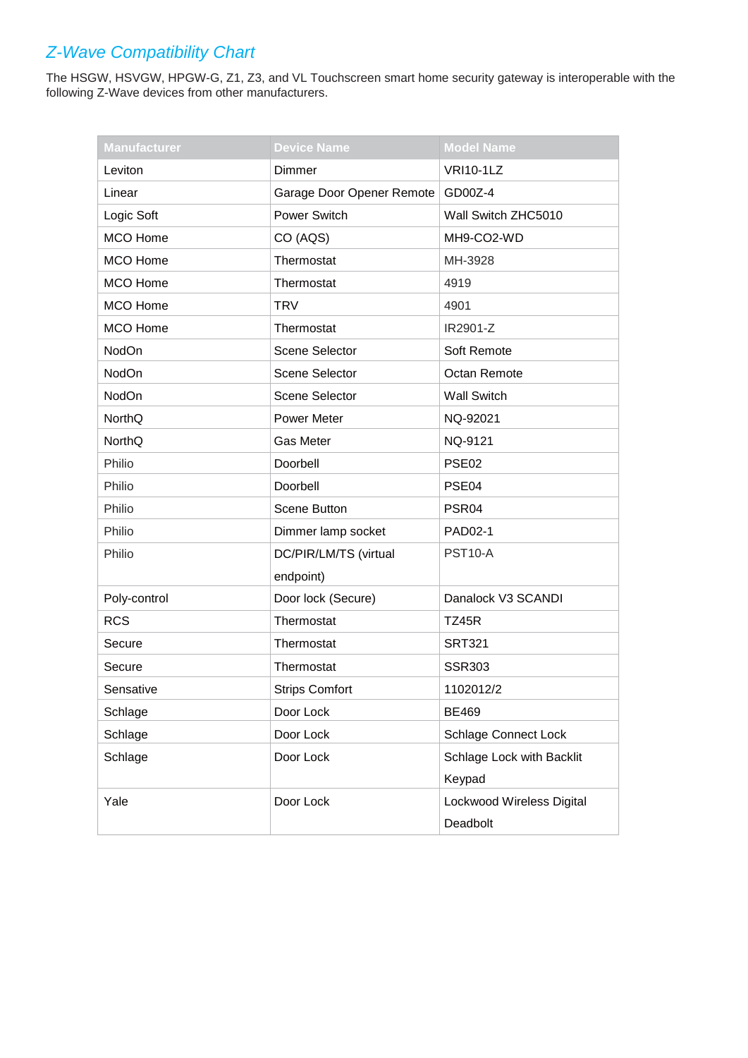## *Z-Wave Compatibility Chart*

The HSGW, HSVGW, HPGW-G, Z1, Z3, and VL Touchscreen smart home security gateway is interoperable with the following Z-Wave devices from other manufacturers.

| Manufacturer | Device Name | Model Name |
| --- | --- | --- |
| Leviton | Dimmer | VRI10-1LZ |
| Linear | Garage Door Opener Remote | GD00Z-4 |
| Logic Soft | Power Switch | Wall Switch ZHC5010 |
| MCO Home | CO (AQS) | MH9-CO2-WD |
| MCO Home | Thermostat | MH-3928 |
| MCO Home | Thermostat | 4919 |
| MCO Home | TRV | 4901 |
| MCO Home | Thermostat | IR2901-Z |
| NodOn | Scene Selector | Soft Remote |
| NodOn | Scene Selector | Octan Remote |
| NodOn | Scene Selector | Wall Switch |
| NorthQ | Power Meter | NQ-92021 |
| NorthQ | Gas Meter | NQ-9121 |
| Philio | Doorbell | PSE02 |
| Philio | Doorbell | PSE04 |
| Philio | Scene Button | PSR04 |
| Philio | Dimmer lamp socket | PAD02-1 |
| Philio | DC/PIR/LM/TS (virtual endpoint) | PST10-A |
| Poly-control | Door lock (Secure) | Danalock V3 SCANDI |
| RCS | Thermostat | TZ45R |
| Secure | Thermostat | SRT321 |
| Secure | Thermostat | SSR303 |
| Sensative | Strips Comfort | 1102012/2 |
| Schlage | Door Lock | BE469 |
| Schlage | Door Lock | Schlage Connect Lock |
| Schlage | Door Lock | Schlage Lock with Backlit Keypad |
| Yale | Door Lock | Lockwood Wireless Digital Deadbolt |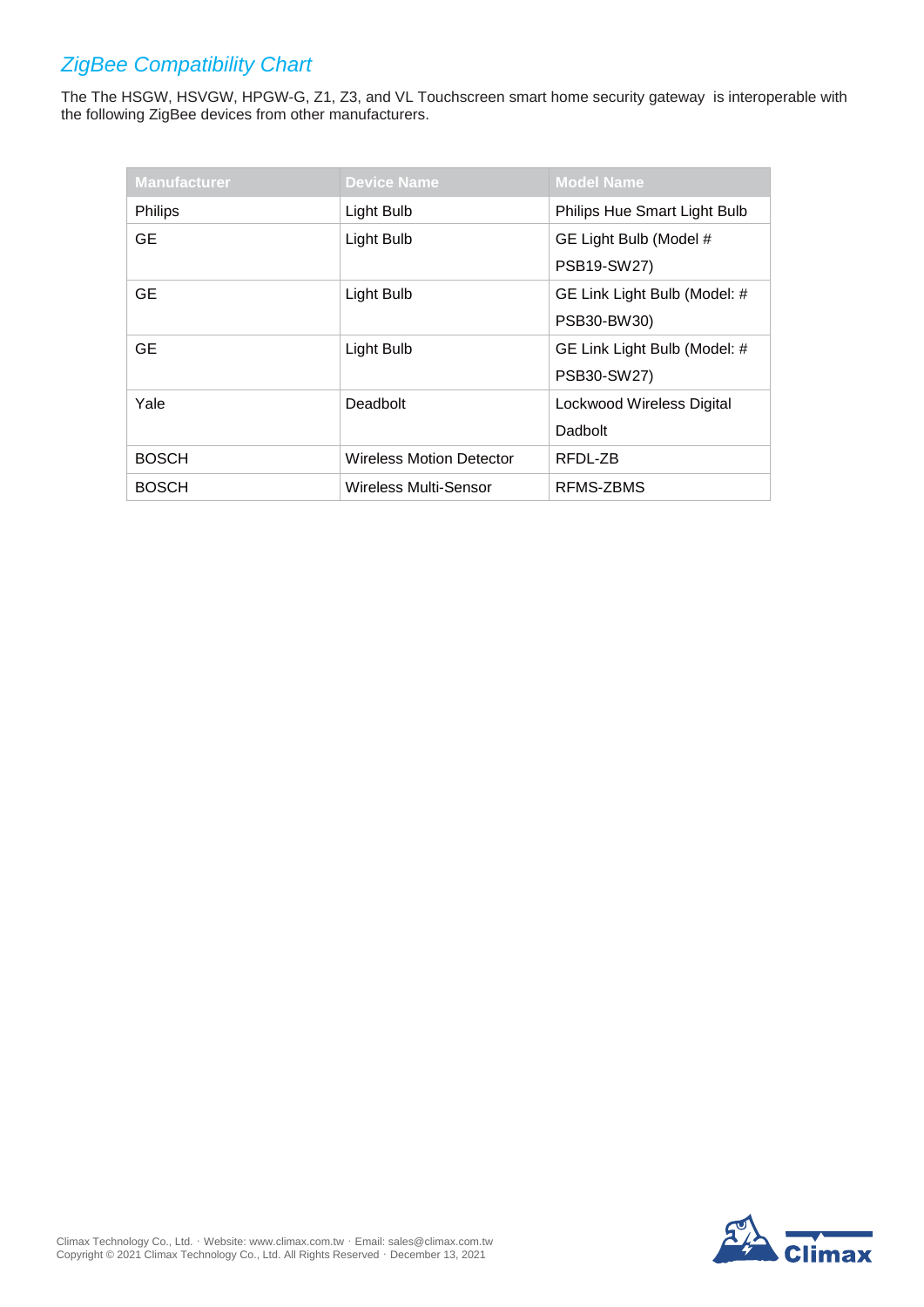## *ZigBee Compatibility Chart*

The The HSGW, HSVGW, HPGW-G, Z1, Z3, and VL Touchscreen smart home security gateway is interoperable with the following ZigBee devices from other manufacturers.

| Manufacturer | Device Name | Model Name |
| --- | --- | --- |
| Philips | Light Bulb | Philips Hue Smart Light Bulb |
| GE | Light Bulb | GE Light Bulb (Model # PSB19-SW27) |
| GE | Light Bulb | GE Link Light Bulb (Model: # PSB30-BW30) |
| GE | Light Bulb | GE Link Light Bulb (Model: # PSB30-SW27) |
| Yale | Deadbolt | Lockwood Wireless Digital Dadbolt |
| BOSCH | Wireless Motion Detector | RFDL-ZB |
| BOSCH | Wireless Multi-Sensor | RFMS-ZBMS |